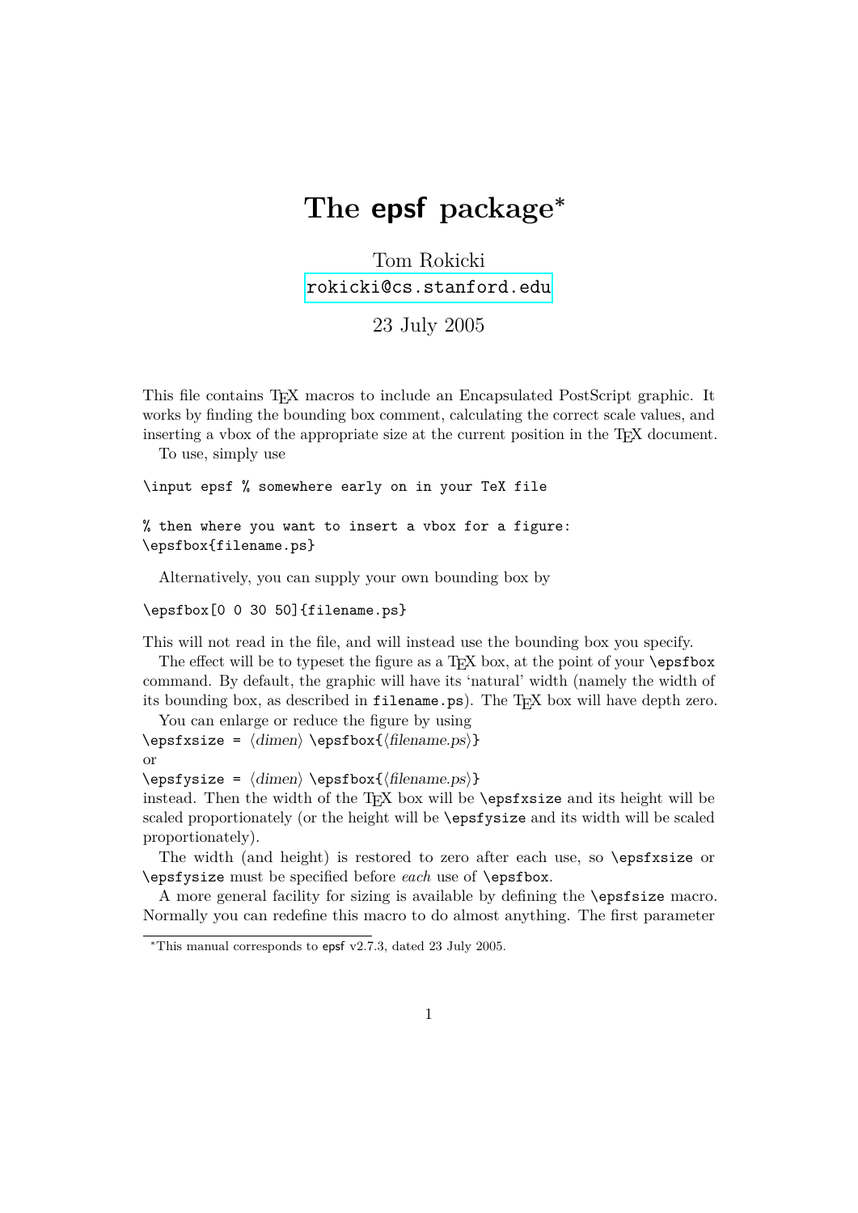# The **epsf** package*

Tom Rokicki
rokicki@cs.stanford.edu

23 July 2005

This file contains TeX macros to include an Encapsulated PostScript graphic. It works by finding the bounding box comment, calculating the correct scale values, and inserting a vbox of the appropriate size at the current position in the TeX document.

To use, simply use

```
\input epsf % somewhere early on in your TeX file

% then where you want to insert a vbox for a figure:
\epsfbox{filename.ps}
```

Alternatively, you can supply your own bounding box by

```
\epsfbox[0 0 30 50]{filename.ps}
```

This will not read in the file, and will instead use the bounding box you specify.

The effect will be to typeset the figure as a TeX box, at the point of your `\epsfbox` command. By default, the graphic will have its 'natural' width (namely the width of its bounding box, as described in `filename.ps`). The TeX box will have depth zero.

You can enlarge or reduce the figure by using
`\epsfxsize =` ⟨*dimen*⟩ `\epsfbox{`⟨*filename.ps*⟩`}`
or
`\epsfysize =` ⟨*dimen*⟩ `\epsfbox{`⟨*filename.ps*⟩`}`
instead. Then the width of the TeX box will be `\epsfxsize` and its height will be scaled proportionately (or the height will be `\epsfysize` and its width will be scaled proportionately).

The width (and height) is restored to zero after each use, so `\epsfxsize` or `\epsfysize` must be specified before *each* use of `\epsfbox`.

A more general facility for sizing is available by defining the `\epsfsize` macro. Normally you can redefine this macro to do almost anything. The first parameter

*This manual corresponds to epsf v2.7.3, dated 23 July 2005.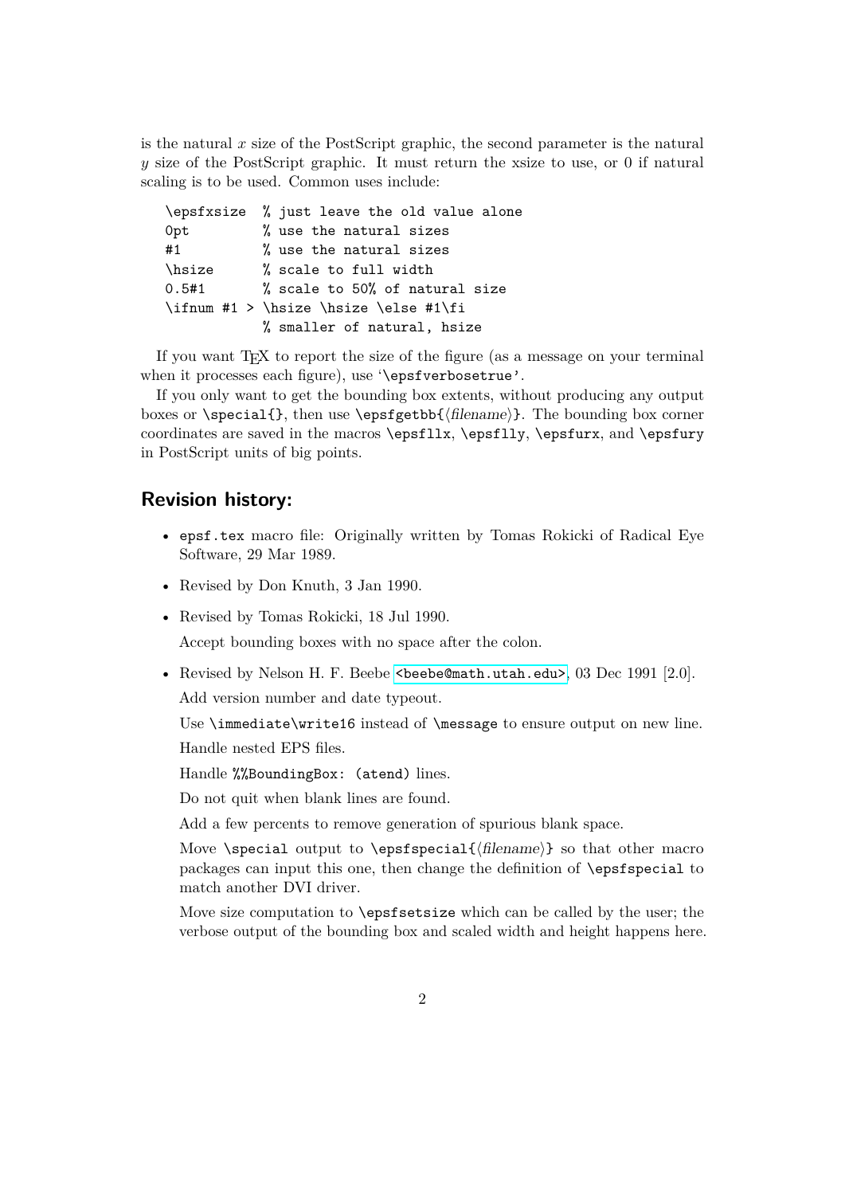is the natural $x$ size of the PostScript graphic, the second parameter is the natural $y$ size of the PostScript graphic. It must return the xsize to use, or 0 if natural scaling is to be used. Common uses include:

```
\epsfxsize  % just leave the old value alone
0pt         % use the natural sizes
#1          % use the natural sizes
\hsize      % scale to full width
0.5#1       % scale to 50% of natural size
\ifnum #1 > \hsize \hsize \else #1\fi
            % smaller of natural, hsize
```

If you want TeX to report the size of the figure (as a message on your terminal when it processes each figure), use '`\epsfverbosetrue`'.

If you only want to get the bounding box extents, without producing any output boxes or `\special{}`, then use `\epsfgetbb{`⟨*filename*⟩`}`. The bounding box corner coordinates are saved in the macros `\epsfllx`, `\epsflly`, `\epsfurx`, and `\epsfury` in PostScript units of big points.

## Revision history:

- `epsf.tex` macro file: Originally written by Tomas Rokicki of Radical Eye Software, 29 Mar 1989.
- Revised by Don Knuth, 3 Jan 1990.
- Revised by Tomas Rokicki, 18 Jul 1990.

  Accept bounding boxes with no space after the colon.
- Revised by Nelson H. F. Beebe `<beebe@math.utah.edu>`, 03 Dec 1991 [2.0].

  Add version number and date typeout.

  Use `\immediate\write16` instead of `\message` to ensure output on new line.

  Handle nested EPS files.

  Handle `%%BoundingBox: (atend)` lines.

  Do not quit when blank lines are found.

  Add a few percents to remove generation of spurious blank space.

  Move `\special` output to `\epsfspecial{`⟨*filename*⟩`}` so that other macro packages can input this one, then change the definition of `\epsfspecial` to match another DVI driver.

  Move size computation to `\epsfsetsize` which can be called by the user; the verbose output of the bounding box and scaled width and height happens here.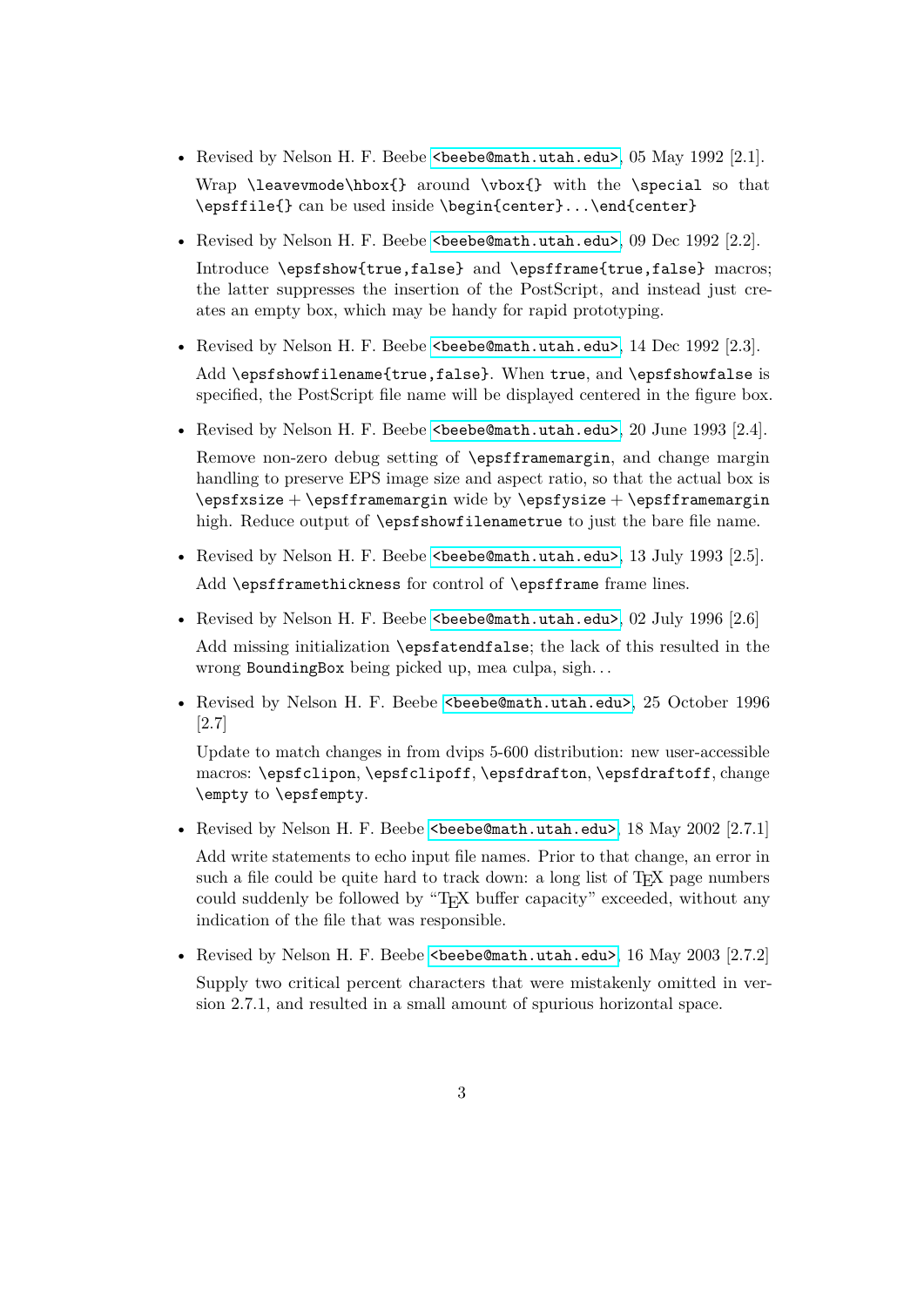- Revised by Nelson H. F. Beebe <beebe@math.utah.edu>, 05 May 1992 [2.1].

  Wrap `\leavevmode\hbox{}` around `\vbox{}` with the `\special` so that `\epsffile{}` can be used inside `\begin{center}...\end{center}`

- Revised by Nelson H. F. Beebe <beebe@math.utah.edu>, 09 Dec 1992 [2.2].

  Introduce `\epsfshow{true,false}` and `\epsfframe{true,false}` macros; the latter suppresses the insertion of the PostScript, and instead just creates an empty box, which may be handy for rapid prototyping.

- Revised by Nelson H. F. Beebe <beebe@math.utah.edu>, 14 Dec 1992 [2.3].

  Add `\epsfshowfilename{true,false}`. When `true`, and `\epsfshowfalse` is specified, the PostScript file name will be displayed centered in the figure box.

- Revised by Nelson H. F. Beebe <beebe@math.utah.edu>, 20 June 1993 [2.4].

  Remove non-zero debug setting of `\epsfframemargin`, and change margin handling to preserve EPS image size and aspect ratio, so that the actual box is `\epsfxsize` + `\epsfframemargin` wide by `\epsfysize` + `\epsfframemargin` high. Reduce output of `\epsfshowfilenametrue` to just the bare file name.

- Revised by Nelson H. F. Beebe <beebe@math.utah.edu>, 13 July 1993 [2.5].

  Add `\epsfframethickness` for control of `\epsfframe` frame lines.

- Revised by Nelson H. F. Beebe <beebe@math.utah.edu>, 02 July 1996 [2.6]

  Add missing initialization `\epsfatendfalse`; the lack of this resulted in the wrong `BoundingBox` being picked up, mea culpa, sigh...

- Revised by Nelson H. F. Beebe <beebe@math.utah.edu>, 25 October 1996 [2.7]

  Update to match changes in from dvips 5-600 distribution: new user-accessible macros: `\epsfclipon`, `\epsfclipoff`, `\epsfdrafton`, `\epsfdraftoff`, change `\empty` to `\epsfempty`.

- Revised by Nelson H. F. Beebe <beebe@math.utah.edu>, 18 May 2002 [2.7.1]

  Add write statements to echo input file names. Prior to that change, an error in such a file could be quite hard to track down: a long list of TeX page numbers could suddenly be followed by "TeX buffer capacity" exceeded, without any indication of the file that was responsible.

- Revised by Nelson H. F. Beebe <beebe@math.utah.edu>, 16 May 2003 [2.7.2]

  Supply two critical percent characters that were mistakenly omitted in version 2.7.1, and resulted in a small amount of spurious horizontal space.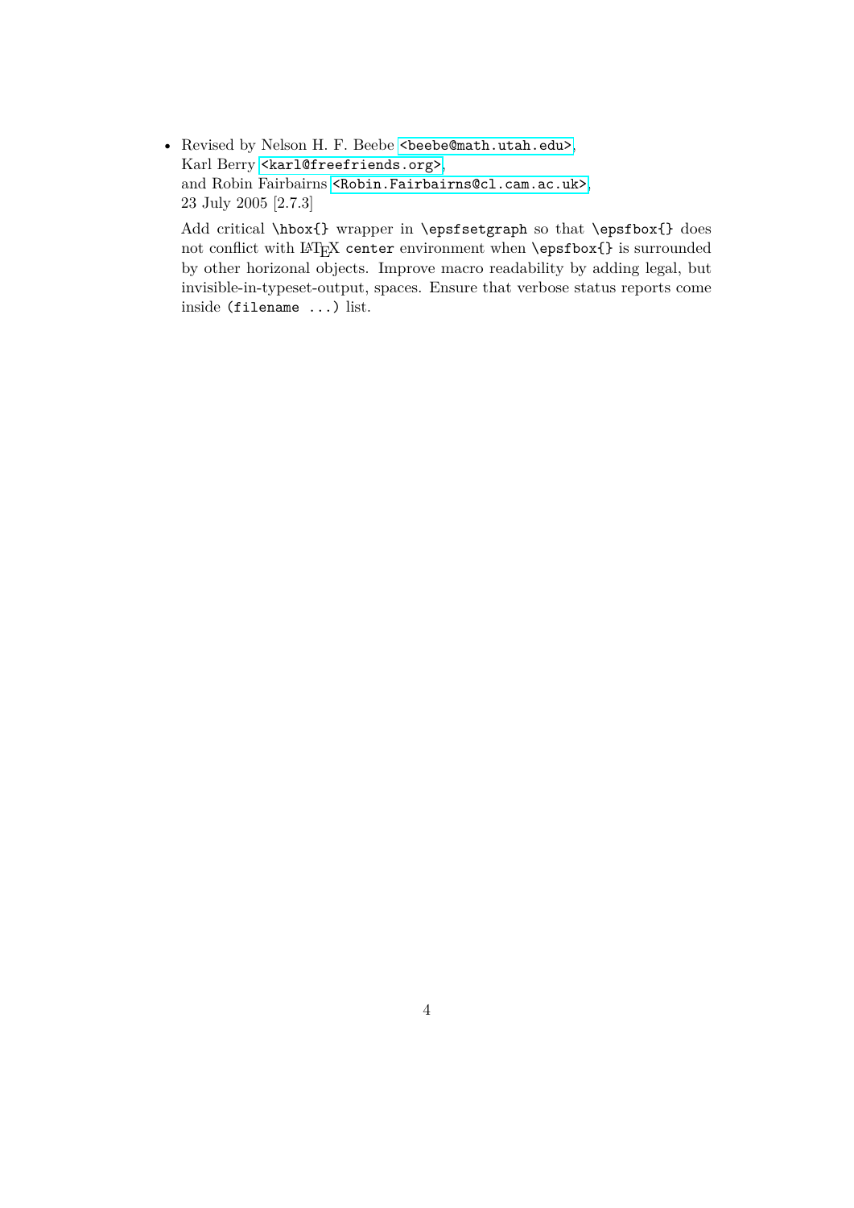- Revised by Nelson H. F. Beebe `<beebe@math.utah.edu>`,
  Karl Berry `<karl@freefriends.org>`,
  and Robin Fairbairns `<Robin.Fairbairns@cl.cam.ac.uk>`,
  23 July 2005 [2.7.3]

  Add critical `\hbox{}` wrapper in `\epsfsetgraph` so that `\epsfbox{}` does not conflict with LaTeX `center` environment when `\epsfbox{}` is surrounded by other horizonal objects. Improve macro readability by adding legal, but invisible-in-typeset-output, spaces. Ensure that verbose status reports come inside `(filename ...)` list.